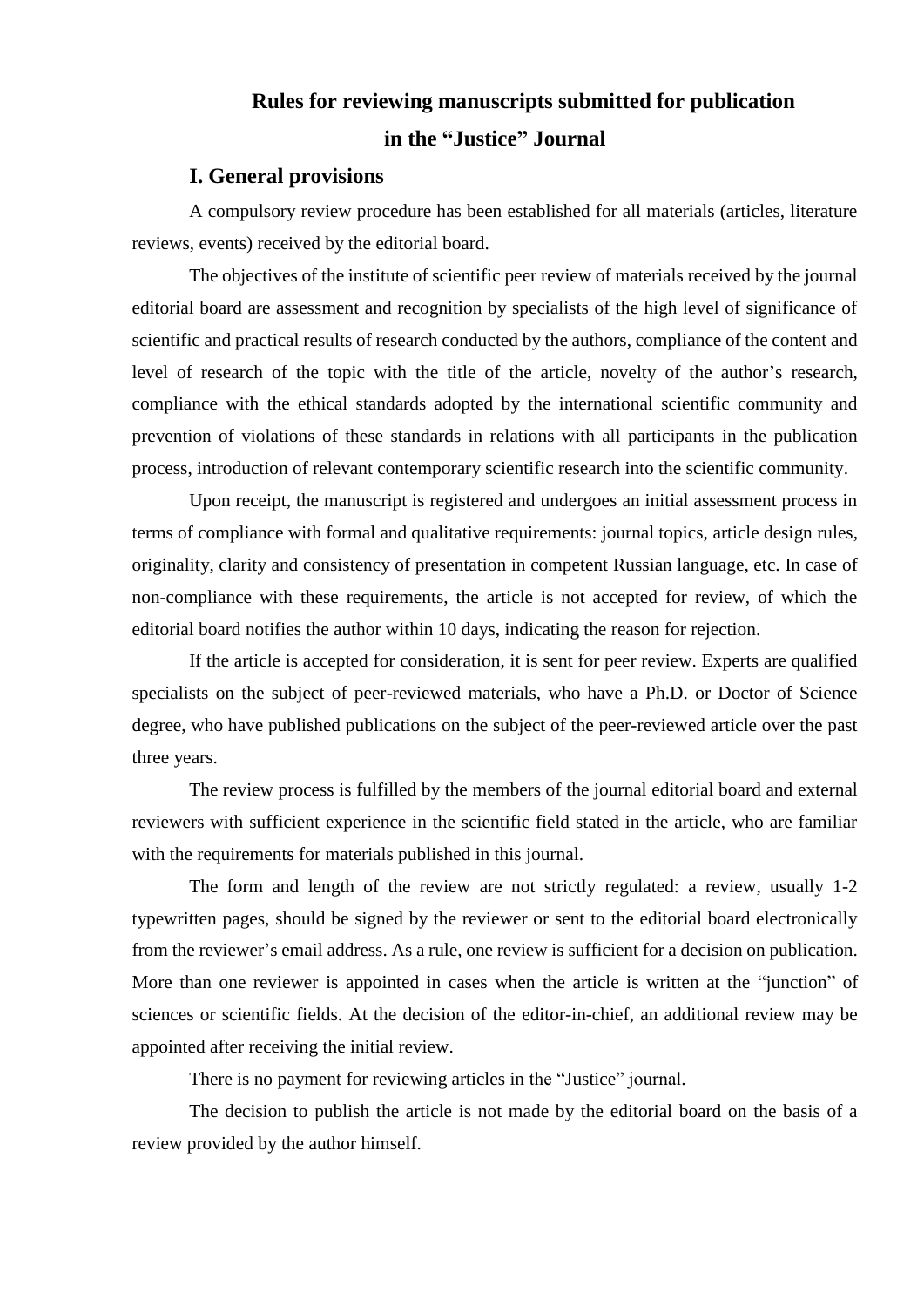# Rules for reviewing manuscripts submitted for publication in the "Justice" Journal

## I. General provisions

A compulsory review procedure has been established for all materials (articles, literature reviews, events) received by the editorial board.

The objectives of the institute of scientific peer review of materials received by the journal editorial board are assessment and recognition by specialists of the high level of significance of scientific and practical results of research conducted by the authors, compliance of the content and level of research of the topic with the title of the article, novelty of the author's research, compliance with the ethical standards adopted by the international scientific community and prevention of violations of these standards in relations with all participants in the publication process, introduction of relevant contemporary scientific research into the scientific community.

Upon receipt, the manuscript is registered and undergoes an initial assessment process in terms of compliance with formal and qualitative requirements: journal topics, article design rules, originality, clarity and consistency of presentation in competent Russian language, etc. In case of non-compliance with these requirements, the article is not accepted for review, of which the editorial board notifies the author within 10 days, indicating the reason for rejection.

If the article is accepted for consideration, it is sent for peer review. Experts are qualified specialists on the subject of peer-reviewed materials, who have a Ph.D. or Doctor of Science degree, who have published publications on the subject of the peer-reviewed article over the past three years.

The review process is fulfilled by the members of the journal editorial board and external reviewers with sufficient experience in the scientific field stated in the article, who are familiar with the requirements for materials published in this journal.

The form and length of the review are not strictly regulated: a review, usually 1-2 typewritten pages, should be signed by the reviewer or sent to the editorial board electronically from the reviewer's email address. As a rule, one review is sufficient for a decision on publication. More than one reviewer is appointed in cases when the article is written at the "junction" of sciences or scientific fields. At the decision of the editor-in-chief, an additional review may be appointed after receiving the initial review.

There is no payment for reviewing articles in the "Justice" journal.

The decision to publish the article is not made by the editorial board on the basis of a review provided by the author himself.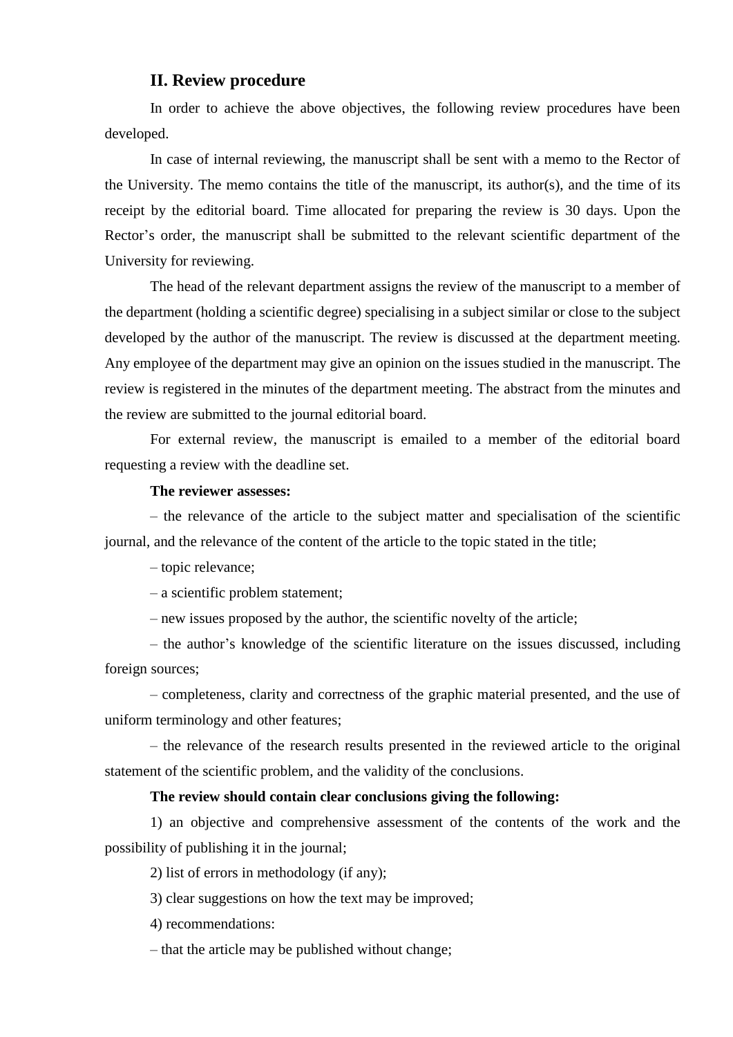## II. Review procedure

In order to achieve the above objectives, the following review procedures have been developed.

In case of internal reviewing, the manuscript shall be sent with a memo to the Rector of the University. The memo contains the title of the manuscript, its author(s), and the time of its receipt by the editorial board. Time allocated for preparing the review is 30 days. Upon the Rector's order, the manuscript shall be submitted to the relevant scientific department of the University for reviewing.

The head of the relevant department assigns the review of the manuscript to a member of the department (holding a scientific degree) specialising in a subject similar or close to the subject developed by the author of the manuscript. The review is discussed at the department meeting. Any employee of the department may give an opinion on the issues studied in the manuscript. The review is registered in the minutes of the department meeting. The abstract from the minutes and the review are submitted to the journal editorial board.

For external review, the manuscript is emailed to a member of the editorial board requesting a review with the deadline set.

**The reviewer assesses:**

– the relevance of the article to the subject matter and specialisation of the scientific journal, and the relevance of the content of the article to the topic stated in the title;

– topic relevance;

– a scientific problem statement;

– new issues proposed by the author, the scientific novelty of the article;

– the author's knowledge of the scientific literature on the issues discussed, including foreign sources;

– completeness, clarity and correctness of the graphic material presented, and the use of uniform terminology and other features;

– the relevance of the research results presented in the reviewed article to the original statement of the scientific problem, and the validity of the conclusions.

**The review should contain clear conclusions giving the following:**

1) an objective and comprehensive assessment of the contents of the work and the possibility of publishing it in the journal;

2) list of errors in methodology (if any);

3) clear suggestions on how the text may be improved;

4) recommendations:

– that the article may be published without change;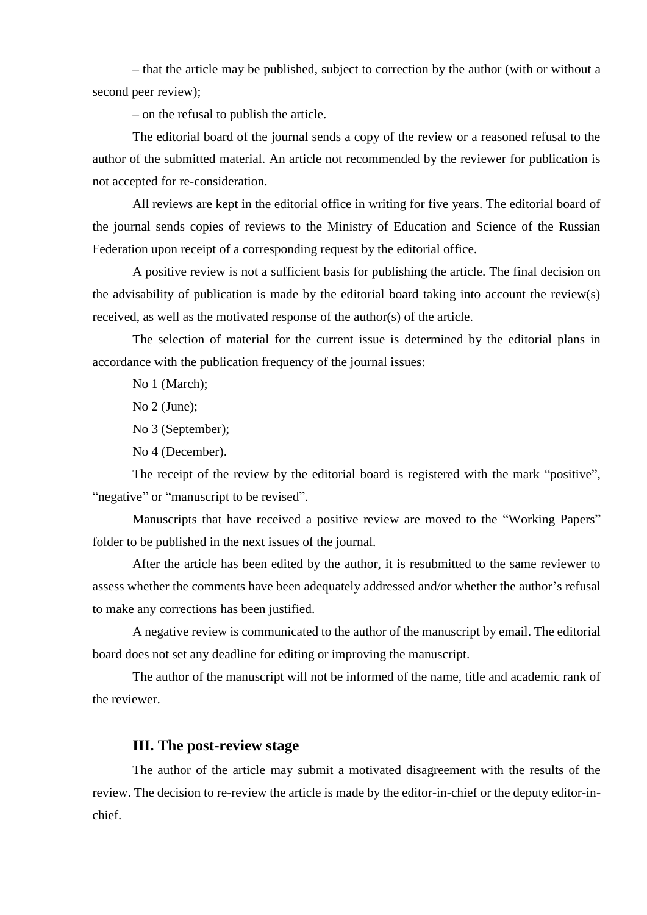– that the article may be published, subject to correction by the author (with or without a second peer review);

– on the refusal to publish the article.

The editorial board of the journal sends a copy of the review or a reasoned refusal to the author of the submitted material. An article not recommended by the reviewer for publication is not accepted for re-consideration.

All reviews are kept in the editorial office in writing for five years. The editorial board of the journal sends copies of reviews to the Ministry of Education and Science of the Russian Federation upon receipt of a corresponding request by the editorial office.

A positive review is not a sufficient basis for publishing the article. The final decision on the advisability of publication is made by the editorial board taking into account the review(s) received, as well as the motivated response of the author(s) of the article.

The selection of material for the current issue is determined by the editorial plans in accordance with the publication frequency of the journal issues:

No 1 (March);

No 2 (June);

No 3 (September);

No 4 (December).

The receipt of the review by the editorial board is registered with the mark “positive”, “negative” or “manuscript to be revised”.

Manuscripts that have received a positive review are moved to the “Working Papers” folder to be published in the next issues of the journal.

After the article has been edited by the author, it is resubmitted to the same reviewer to assess whether the comments have been adequately addressed and/or whether the author’s refusal to make any corrections has been justified.

A negative review is communicated to the author of the manuscript by email. The editorial board does not set any deadline for editing or improving the manuscript.

The author of the manuscript will not be informed of the name, title and academic rank of the reviewer.

## III. The post-review stage

The author of the article may submit a motivated disagreement with the results of the review. The decision to re-review the article is made by the editor-in-chief or the deputy editor-in-chief.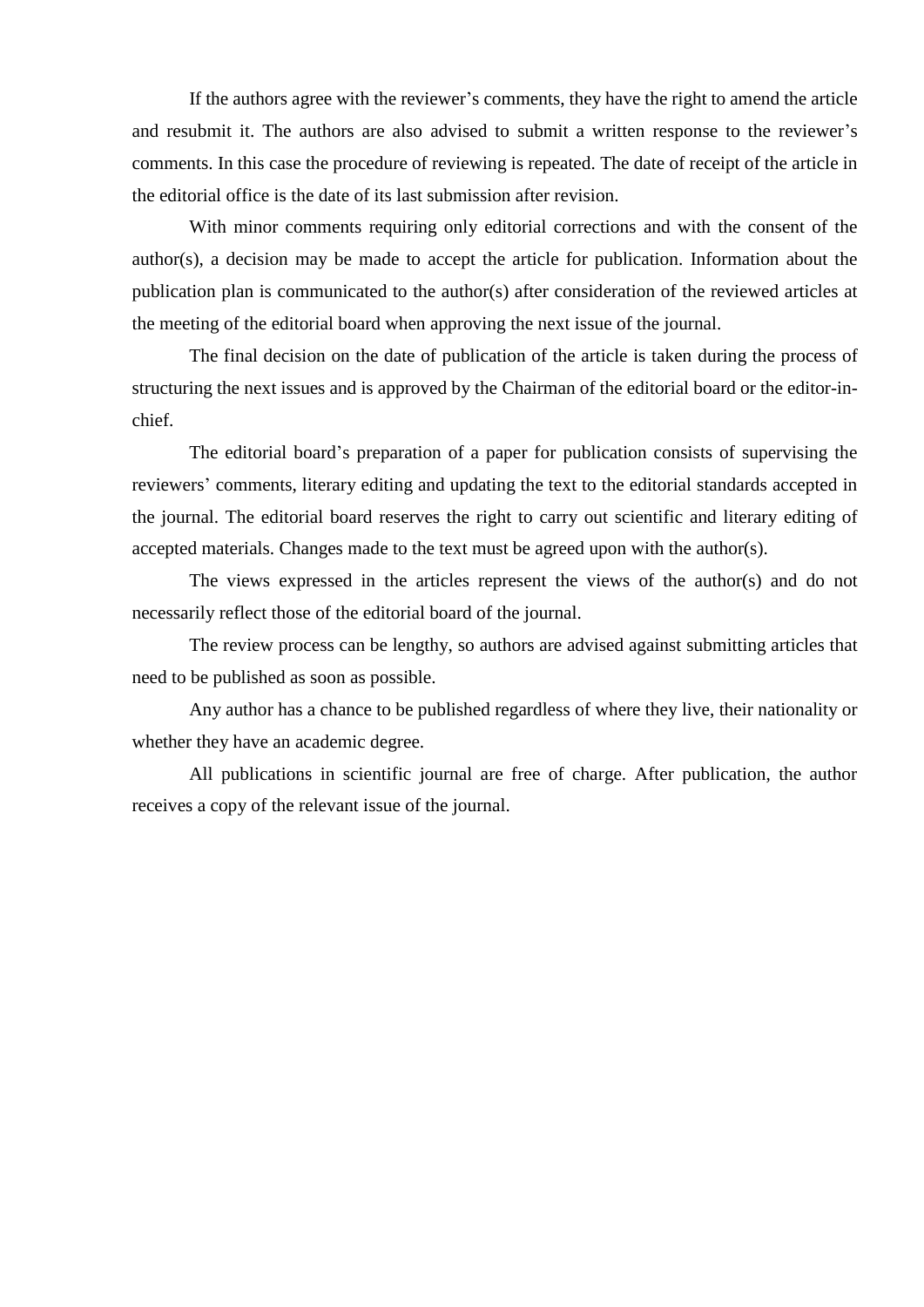If the authors agree with the reviewer's comments, they have the right to amend the article and resubmit it. The authors are also advised to submit a written response to the reviewer's comments. In this case the procedure of reviewing is repeated. The date of receipt of the article in the editorial office is the date of its last submission after revision.

With minor comments requiring only editorial corrections and with the consent of the author(s), a decision may be made to accept the article for publication. Information about the publication plan is communicated to the author(s) after consideration of the reviewed articles at the meeting of the editorial board when approving the next issue of the journal.

The final decision on the date of publication of the article is taken during the process of structuring the next issues and is approved by the Chairman of the editorial board or the editor-in-chief.

The editorial board's preparation of a paper for publication consists of supervising the reviewers' comments, literary editing and updating the text to the editorial standards accepted in the journal. The editorial board reserves the right to carry out scientific and literary editing of accepted materials. Changes made to the text must be agreed upon with the author(s).

The views expressed in the articles represent the views of the author(s) and do not necessarily reflect those of the editorial board of the journal.

The review process can be lengthy, so authors are advised against submitting articles that need to be published as soon as possible.

Any author has a chance to be published regardless of where they live, their nationality or whether they have an academic degree.

All publications in scientific journal are free of charge. After publication, the author receives a copy of the relevant issue of the journal.